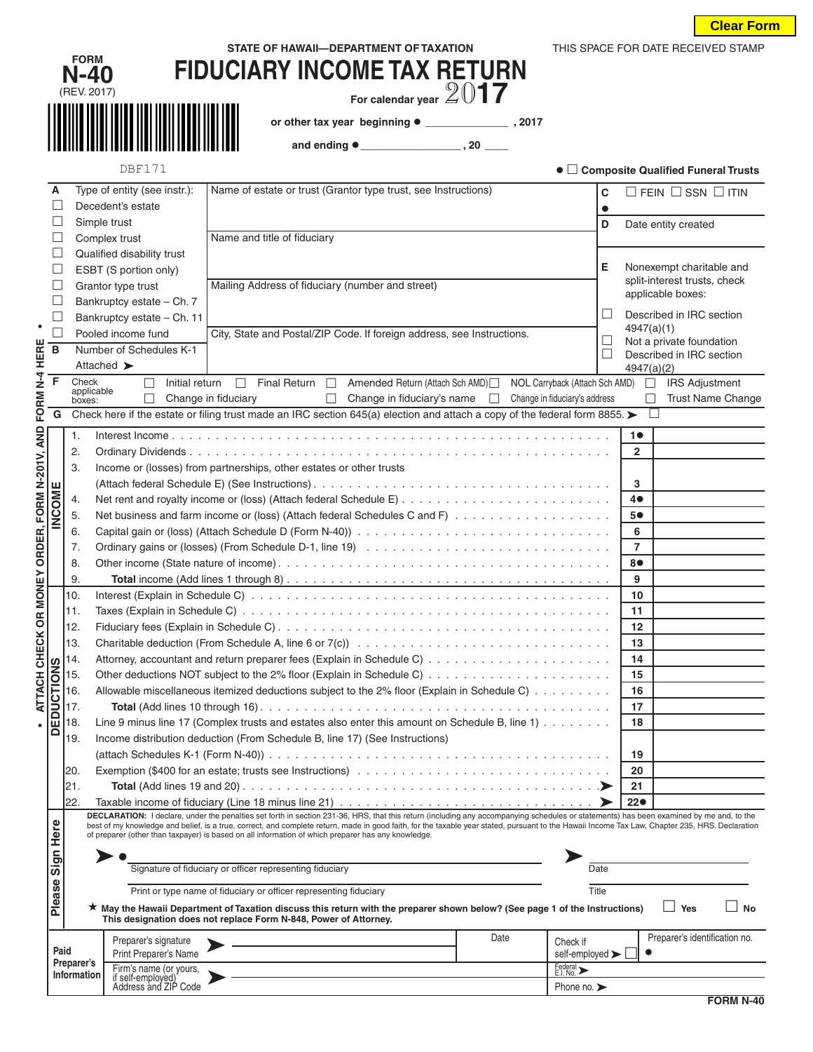Clear Form

STATE OF HAWAII—DEPARTMENT OF TAXATION

THIS SPACE FOR DATE RECEIVED STAMP

FORM **N-40** (REV. 2017)

# FIDUCIARY INCOME TAX RETURN

For calendar year **2017**

or other tax year beginning ● _____________ , 2017

and ending ● ________________ , 20 ____

DBF171

● ☐ **Composite Qualified Funeral Trusts**

**A** Type of entity (see instr.):
- ☐ Decedent's estate
- ☐ Simple trust
- ☐ Complex trust
- ☐ Qualified disability trust
- ☐ ESBT (S portion only)
- ☐ Grantor type trust
- ☐ Bankruptcy estate – Ch. 7
- ☐ Bankruptcy estate – Ch. 11
- ☐ Pooled income fund

**B** Number of Schedules K-1 Attached ➤

Name of estate or trust (Grantor type trust, see Instructions)

Name and title of fiduciary

Mailing Address of fiduciary (number and street)

City, State and Postal/ZIP Code. If foreign address, see Instructions.

**C** ● ☐ FEIN ☐ SSN ☐ ITIN

**D** Date entity created

**E** Nonexempt charitable and split-interest trusts, check applicable boxes:
- ☐ Described in IRC section 4947(a)(1)
- ☐ Not a private foundation
- ☐ Described in IRC section 4947(a)(2)

**F** Check applicable boxes: ☐ Initial return ☐ Final Return ☐ Amended Return (Attach Sch AMD) ☐ NOL Carryback (Attach Sch AMD) ☐ IRS Adjustment ☐ Change in fiduciary ☐ Change in fiduciary's name ☐ Change in fiduciary's address ☐ Trust Name Change

**G** Check here if the estate or filing trust made an IRC section 645(a) election and attach a copy of the federal form 8855. ➤ ☐

• ATTACH CHECK OR MONEY ORDER, FORM N-201V, AND FORM N-4 HERE •

## INCOME

| | | Line | Amount |
|---|---|---|---|
| 1. | Interest Income | 1● | |
| 2. | Ordinary Dividends | 2 | |
| 3. | Income or (losses) from partnerships, other estates or other trusts (Attach federal Schedule E) (See Instructions) | 3 | |
| 4. | Net rent and royalty income or (loss) (Attach federal Schedule E) | 4● | |
| 5. | Net business and farm income or (loss) (Attach federal Schedules C and F) | 5● | |
| 6. | Capital gain or (loss) (Attach Schedule D (Form N-40)) | 6 | |
| 7. | Ordinary gains or (losses) (From Schedule D-1, line 19) | 7 | |
| 8. | Other income (State nature of income) | 8● | |
| 9. | **Total** income (Add lines 1 through 8) | 9 | |

## DEDUCTIONS

| | | Line | Amount |
|---|---|---|---|
| 10. | Interest (Explain in Schedule C) | 10 | |
| 11. | Taxes (Explain in Schedule C) | 11 | |
| 12. | Fiduciary fees (Explain in Schedule C) | 12 | |
| 13. | Charitable deduction (From Schedule A, line 6 or 7(c)) | 13 | |
| 14. | Attorney, accountant and return preparer fees (Explain in Schedule C) | 14 | |
| 15. | Other deductions NOT subject to the 2% floor (Explain in Schedule C) | 15 | |
| 16. | Allowable miscellaneous itemized deductions subject to the 2% floor (Explain in Schedule C) | 16 | |
| 17. | **Total** (Add lines 10 through 16) | 17 | |
| 18. | Line 9 minus line 17 (Complex trusts and estates also enter this amount on Schedule B, line 1) | 18 | |
| 19. | Income distribution deduction (From Schedule B, line 17) (See Instructions) (attach Schedules K-1 (Form N-40)) | 19 | |
| 20. | Exemption ($400 for an estate; trusts see Instructions) | 20 | |
| 21. | **Total** (Add lines 19 and 20) ➤ | 21 | |
| 22. | Taxable income of fiduciary (Line 18 minus line 21) ➤ | 22● | |

## Please Sign Here

**DECLARATION:** I declare, under the penalties set forth in section 231-36, HRS, that this return (including any accompanying schedules or statements) has been examined by me and, to the best of my knowledge and belief, is a true, correct, and complete return, made in good faith, for the taxable year stated, pursuant to the Hawaii Income Tax Law, Chapter 235, HRS. Declaration of preparer (other than taxpayer) is based on all information of which preparer has any knowledge.

➤ ● ______________________________ ➤ ____________
Signature of fiduciary or officer representing fiduciary — Date

______________________________ ____________
Print or type name of fiduciary or officer representing fiduciary — Title

★ **May the Hawaii Department of Taxation discuss this return with the preparer shown below? (See page 1 of the Instructions)** ☐ Yes ☐ No
**This designation does not replace Form N-848, Power of Attorney.**

## Paid Preparer's Information

| | | Date | Check if self-employed ➤ ☐ | Preparer's identification no. ● |
|---|---|---|---|---|
| Preparer's signature / Print Preparer's Name ➤ | | | | |
| Firm's name (or yours, if self-employed) Address and ZIP Code ➤ | | | Federal E.I. No. ➤ | |
| | | | Phone no. ➤ | |

FORM N-40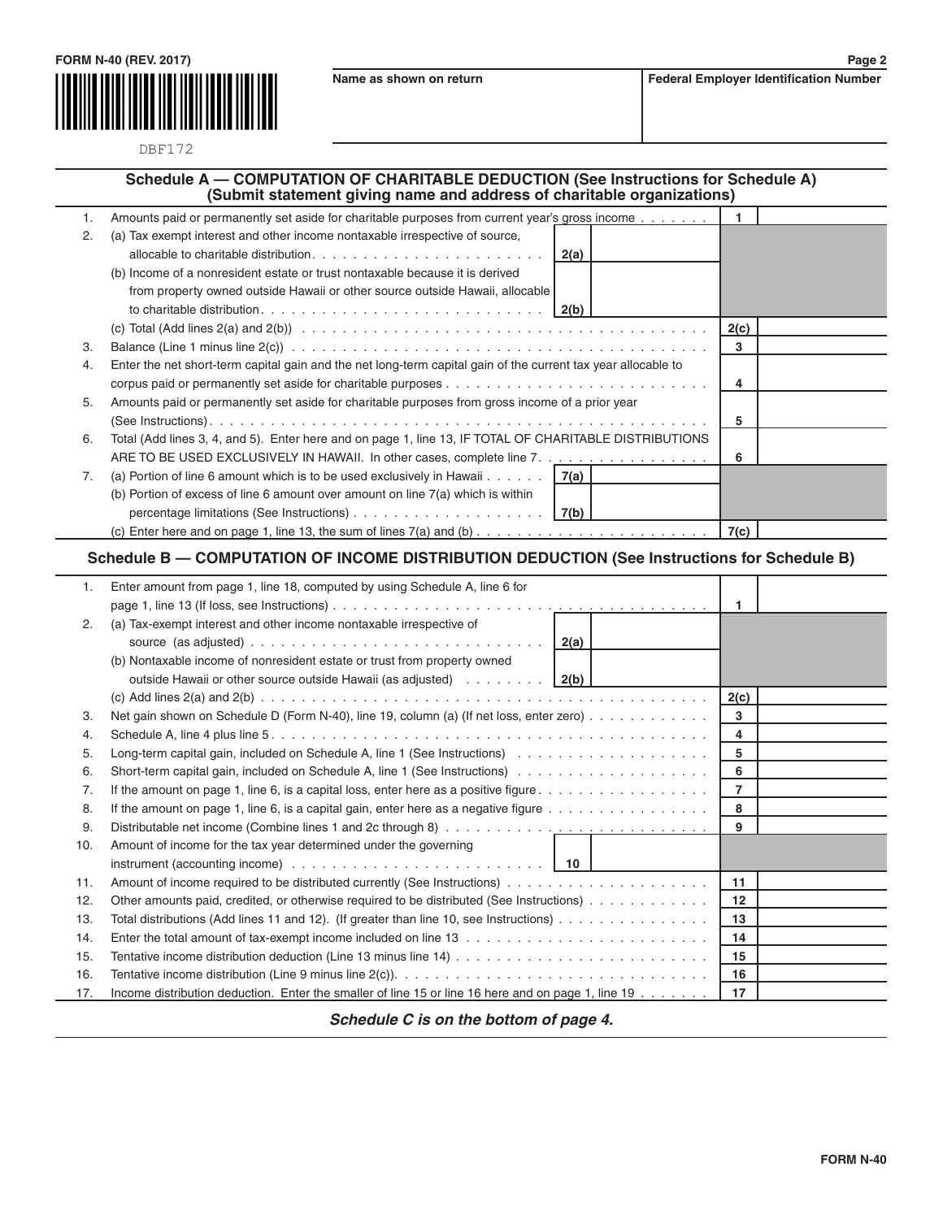FORM N-40 (REV. 2017)

DBF172

| Name as shown on return | Federal Employer Identification Number |
|---|---|
| | |

## Schedule A — COMPUTATION OF CHARITABLE DEDUCTION (See Instructions for Schedule A)
**(Submit statement giving name and address of charitable organizations)**

| | | | | | |
|---|---|---|---|---|---|
| 1. | Amounts paid or permanently set aside for charitable purposes from current year's gross income | | | 1 | |
| 2. | (a) Tax exempt interest and other income nontaxable irrespective of source, allocable to charitable distribution | 2(a) | | | |
| | (b) Income of a nonresident estate or trust nontaxable because it is derived from property owned outside Hawaii or other source outside Hawaii, allocable to charitable distribution | 2(b) | | | |
| | (c) Total (Add lines 2(a) and 2(b)) | | | 2(c) | |
| 3. | Balance (Line 1 minus line 2(c)) | | | 3 | |
| 4. | Enter the net short-term capital gain and the net long-term capital gain of the current tax year allocable to corpus paid or permanently set aside for charitable purposes | | | 4 | |
| 5. | Amounts paid or permanently set aside for charitable purposes from gross income of a prior year (See Instructions) | | | 5 | |
| 6. | Total (Add lines 3, 4, and 5). Enter here and on page 1, line 13, IF TOTAL OF CHARITABLE DISTRIBUTIONS ARE TO BE USED EXCLUSIVELY IN HAWAII. In other cases, complete line 7. | | | 6 | |
| 7. | (a) Portion of line 6 amount which is to be used exclusively in Hawaii | 7(a) | | | |
| | (b) Portion of excess of line 6 amount over amount on line 7(a) which is within percentage limitations (See Instructions) | 7(b) | | | |
| | (c) Enter here and on page 1, line 13, the sum of lines 7(a) and (b) | | | 7(c) | |

## Schedule B — COMPUTATION OF INCOME DISTRIBUTION DEDUCTION (See Instructions for Schedule B)

| | | | | | |
|---|---|---|---|---|---|
| 1. | Enter amount from page 1, line 18, computed by using Schedule A, line 6 for page 1, line 13 (If loss, see Instructions) | | | 1 | |
| 2. | (a) Tax-exempt interest and other income nontaxable irrespective of source (as adjusted) | 2(a) | | | |
| | (b) Nontaxable income of nonresident estate or trust from property owned outside Hawaii or other source outside Hawaii (as adjusted) | 2(b) | | | |
| | (c) Add lines 2(a) and 2(b) | | | 2(c) | |
| 3. | Net gain shown on Schedule D (Form N-40), line 19, column (a) (If net loss, enter zero) | | | 3 | |
| 4. | Schedule A, line 4 plus line 5 | | | 4 | |
| 5. | Long-term capital gain, included on Schedule A, line 1 (See Instructions) | | | 5 | |
| 6. | Short-term capital gain, included on Schedule A, line 1 (See Instructions) | | | 6 | |
| 7. | If the amount on page 1, line 6, is a capital loss, enter here as a positive figure | | | 7 | |
| 8. | If the amount on page 1, line 6, is a capital gain, enter here as a negative figure | | | 8 | |
| 9. | Distributable net income (Combine lines 1 and 2c through 8) | | | 9 | |
| 10. | Amount of income for the tax year determined under the governing instrument (accounting income) | 10 | | | |
| 11. | Amount of income required to be distributed currently (See Instructions) | | | 11 | |
| 12. | Other amounts paid, credited, or otherwise required to be distributed (See Instructions) | | | 12 | |
| 13. | Total distributions (Add lines 11 and 12). (If greater than line 10, see Instructions) | | | 13 | |
| 14. | Enter the total amount of tax-exempt income included on line 13 | | | 14 | |
| 15. | Tentative income distribution deduction (Line 13 minus line 14) | | | 15 | |
| 16. | Tentative income distribution (Line 9 minus line 2(c)) | | | 16 | |
| 17. | Income distribution deduction. Enter the smaller of line 15 or line 16 here and on page 1, line 19 | | | 17 | |

***Schedule C is on the bottom of page 4.***

FORM N-40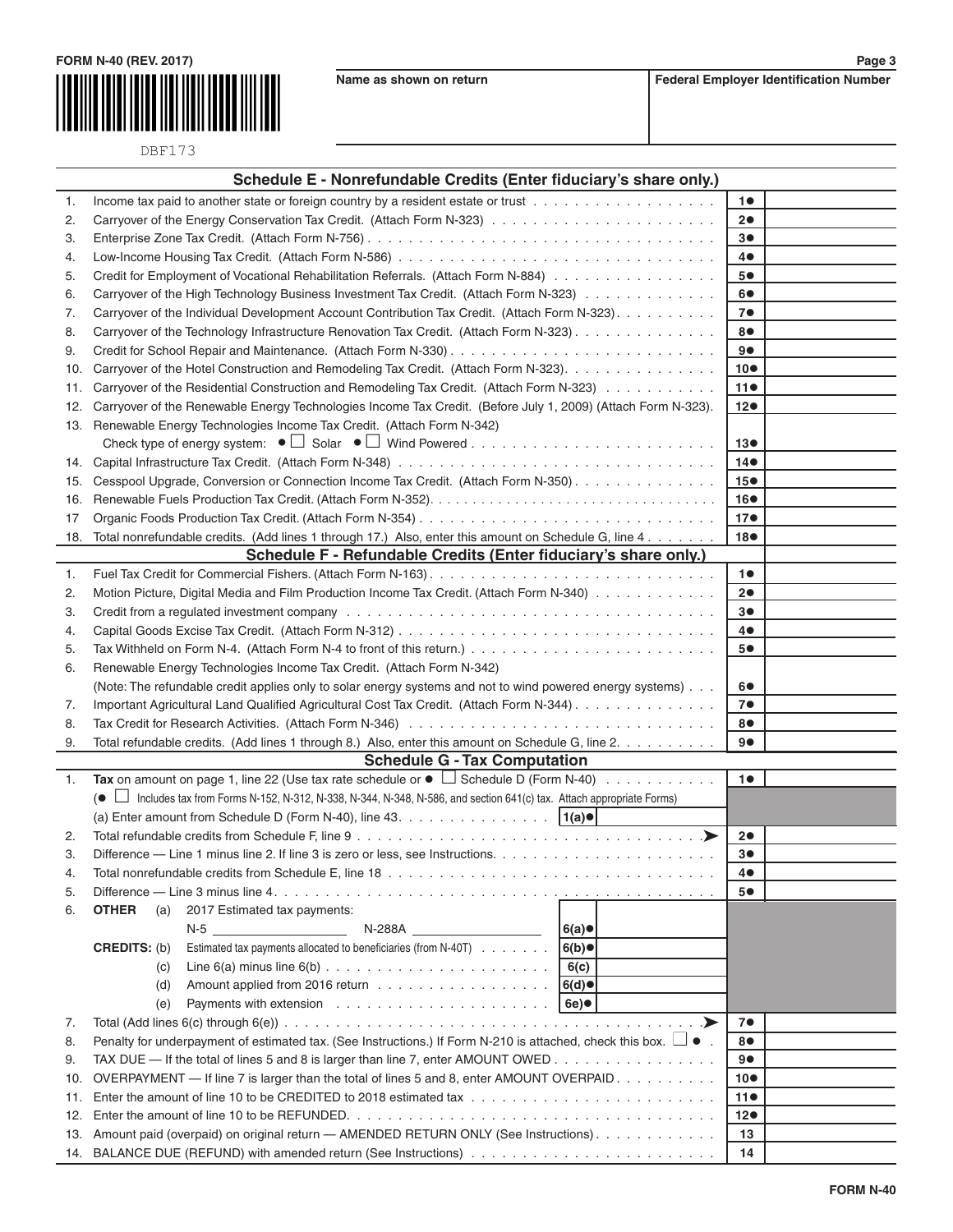FORM N-40 (REV. 2017)

DBF173

| Name as shown on return | Federal Employer Identification Number |
|---|---|
| | |

## Schedule E - Nonrefundable Credits (Enter fiduciary's share only.)

| | | | |
|---|---|---|---|
| 1. | Income tax paid to another state or foreign country by a resident estate or trust | 1● | |
| 2. | Carryover of the Energy Conservation Tax Credit. (Attach Form N-323) | 2● | |
| 3. | Enterprise Zone Tax Credit. (Attach Form N-756) | 3● | |
| 4. | Low-Income Housing Tax Credit. (Attach Form N-586) | 4● | |
| 5. | Credit for Employment of Vocational Rehabilitation Referrals. (Attach Form N-884) | 5● | |
| 6. | Carryover of the High Technology Business Investment Tax Credit. (Attach Form N-323) | 6● | |
| 7. | Carryover of the Individual Development Account Contribution Tax Credit. (Attach Form N-323) | 7● | |
| 8. | Carryover of the Technology Infrastructure Renovation Tax Credit. (Attach Form N-323) | 8● | |
| 9. | Credit for School Repair and Maintenance. (Attach Form N-330) | 9● | |
| 10. | Carryover of the Hotel Construction and Remodeling Tax Credit. (Attach Form N-323) | 10● | |
| 11. | Carryover of the Residential Construction and Remodeling Tax Credit. (Attach Form N-323) | 11● | |
| 12. | Carryover of the Renewable Energy Technologies Income Tax Credit. (Before July 1, 2009) (Attach Form N-323) | 12● | |
| 13. | Renewable Energy Technologies Income Tax Credit. (Attach Form N-342) Check type of energy system: ● ☐ Solar ● ☐ Wind Powered | 13● | |
| 14. | Capital Infrastructure Tax Credit. (Attach Form N-348) | 14● | |
| 15. | Cesspool Upgrade, Conversion or Connection Income Tax Credit. (Attach Form N-350) | 15● | |
| 16. | Renewable Fuels Production Tax Credit. (Attach Form N-352) | 16● | |
| 17 | Organic Foods Production Tax Credit. (Attach Form N-354) | 17● | |
| 18. | Total nonrefundable credits. (Add lines 1 through 17.) Also, enter this amount on Schedule G, line 4 | 18● | |

## Schedule F - Refundable Credits (Enter fiduciary's share only.)

| | | | |
|---|---|---|---|
| 1. | Fuel Tax Credit for Commercial Fishers. (Attach Form N-163) | 1● | |
| 2. | Motion Picture, Digital Media and Film Production Income Tax Credit. (Attach Form N-340) | 2● | |
| 3. | Credit from a regulated investment company | 3● | |
| 4. | Capital Goods Excise Tax Credit. (Attach Form N-312) | 4● | |
| 5. | Tax Withheld on Form N-4. (Attach Form N-4 to front of this return.) | 5● | |
| 6. | Renewable Energy Technologies Income Tax Credit. (Attach Form N-342) (Note: The refundable credit applies only to solar energy systems and not to wind powered energy systems) | 6● | |
| 7. | Important Agricultural Land Qualified Agricultural Cost Tax Credit. (Attach Form N-344) | 7● | |
| 8. | Tax Credit for Research Activities. (Attach Form N-346) | 8● | |
| 9. | Total refundable credits. (Add lines 1 through 8.) Also, enter this amount on Schedule G, line 2 | 9● | |

## Schedule G - Tax Computation

| | | | | | |
|---|---|---|---|---|---|
| 1. | **Tax** on amount on page 1, line 22 (Use tax rate schedule or ● ☐ Schedule D (Form N-40) (● ☐ Includes tax from Forms N-152, N-312, N-338, N-344, N-348, N-586, and section 641(c) tax. Attach appropriate Forms) | | | 1● | |
| | (a) Enter amount from Schedule D (Form N-40), line 43 | 1(a)● | | | |
| 2. | Total refundable credits from Schedule F, line 9 | | | 2● | |
| 3. | Difference — Line 1 minus line 2. If line 3 is zero or less, see Instructions. | | | 3● | |
| 4. | Total nonrefundable credits from Schedule E, line 18 | | | 4● | |
| 5. | Difference — Line 3 minus line 4 | | | 5● | |
| 6. | **OTHER CREDITS:** (a) 2017 Estimated tax payments: N-5 ______ N-288A ______ | 6(a)● | | | |
| | (b) Estimated tax payments allocated to beneficiaries (from N-40T) | 6(b)● | | | |
| | (c) Line 6(a) minus line 6(b) | 6(c) | | | |
| | (d) Amount applied from 2016 return | 6(d)● | | | |
| | (e) Payments with extension | 6e)● | | | |
| 7. | Total (Add lines 6(c) through 6(e)) | | | 7● | |
| 8. | Penalty for underpayment of estimated tax. (See Instructions.) If Form N-210 is attached, check this box. ☐ ● | | | 8● | |
| 9. | TAX DUE — If the total of lines 5 and 8 is larger than line 7, enter AMOUNT OWED | | | 9● | |
| 10. | OVERPAYMENT — If line 7 is larger than the total of lines 5 and 8, enter AMOUNT OVERPAID | | | 10● | |
| 11. | Enter the amount of line 10 to be CREDITED to 2018 estimated tax | | | 11● | |
| 12. | Enter the amount of line 10 to be REFUNDED | | | 12● | |
| 13. | Amount paid (overpaid) on original return — AMENDED RETURN ONLY (See Instructions) | | | 13 | |
| 14. | BALANCE DUE (REFUND) with amended return (See Instructions) | | | 14 | |

FORM N-40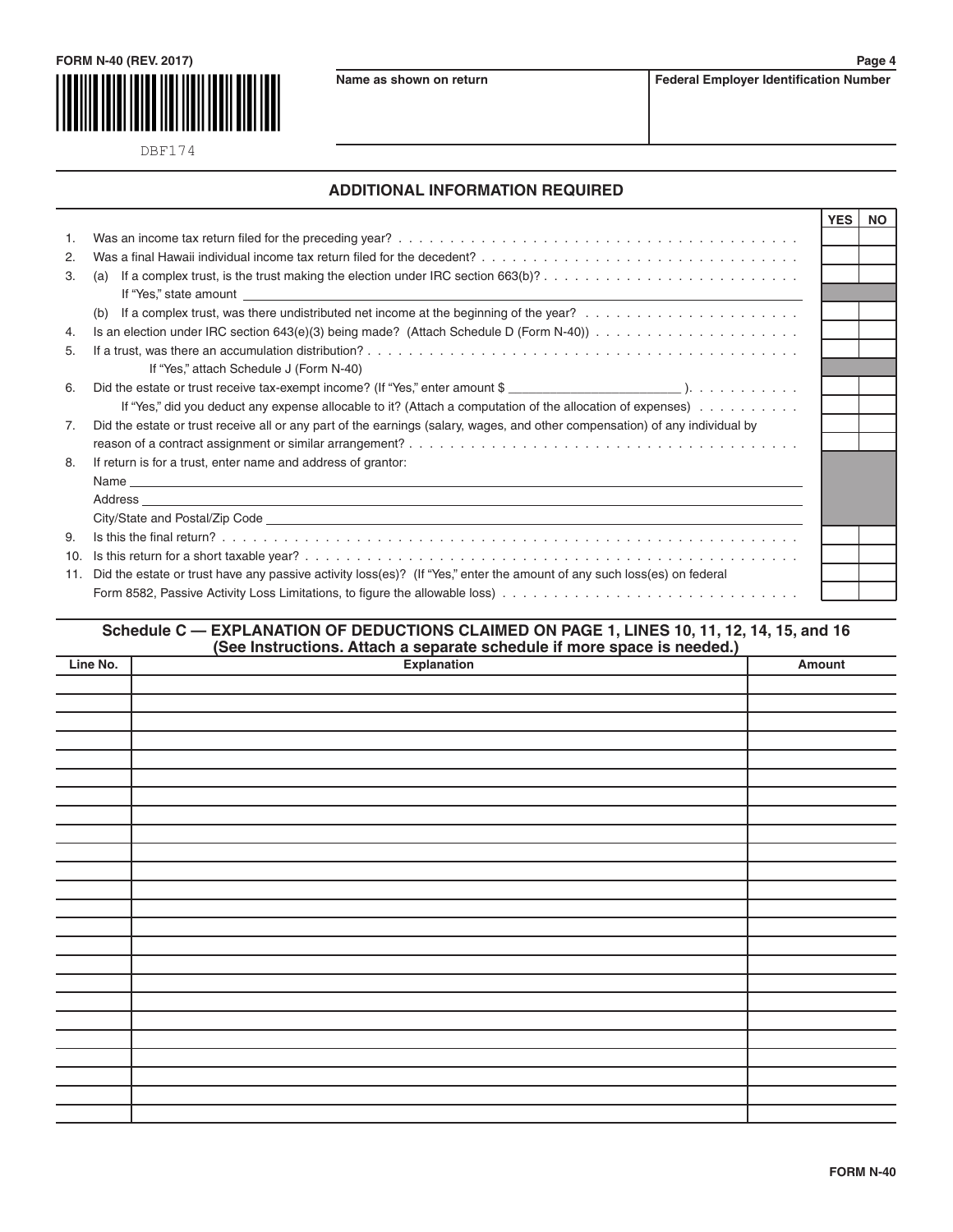FORM N-40 (REV. 2017)

DBF174

| Name as shown on return | Federal Employer Identification Number |
|---|---|
| | |

## ADDITIONAL INFORMATION REQUIRED

| | | YES | NO |
|---|---|---|---|
| 1. | Was an income tax return filed for the preceding year? | | |
| 2. | Was a final Hawaii individual income tax return filed for the decedent? | | |
| 3. | (a) If a complex trust, is the trust making the election under IRC section 663(b)? | | |
| | If "Yes," state amount ______ | | |
| | (b) If a complex trust, was there undistributed net income at the beginning of the year? | | |
| 4. | Is an election under IRC section 643(e)(3) being made? (Attach Schedule D (Form N-40)) | | |
| 5. | If a trust, was there an accumulation distribution? | | |
| | If "Yes," attach Schedule J (Form N-40) | | |
| 6. | Did the estate or trust receive tax-exempt income? (If "Yes," enter amount $ ______ ). | | |
| | If "Yes," did you deduct any expense allocable to it? (Attach a computation of the allocation of expenses) | | |
| 7. | Did the estate or trust receive all or any part of the earnings (salary, wages, and other compensation) of any individual by reason of a contract assignment or similar arrangement? | | |
| 8. | If return is for a trust, enter name and address of grantor: | | |
| | Name ______ | | |
| | Address ______ | | |
| | City/State and Postal/Zip Code ______ | | |
| 9. | Is this the final return? | | |
| 10. | Is this return for a short taxable year? | | |
| 11. | Did the estate or trust have any passive activity loss(es)? (If "Yes," enter the amount of any such loss(es) on federal Form 8582, Passive Activity Loss Limitations, to figure the allowable loss) | | |

## Schedule C — EXPLANATION OF DEDUCTIONS CLAIMED ON PAGE 1, LINES 10, 11, 12, 14, 15, and 16
**(See Instructions. Attach a separate schedule if more space is needed.)**

| Line No. | Explanation | Amount |
|---|---|---|
| | | |
| | | |
| | | |
| | | |
| | | |
| | | |
| | | |
| | | |
| | | |
| | | |
| | | |
| | | |
| | | |
| | | |
| | | |
| | | |
| | | |
| | | |
| | | |
| | | |
| | | |
| | | |
| | | |
| | | |

FORM N-40